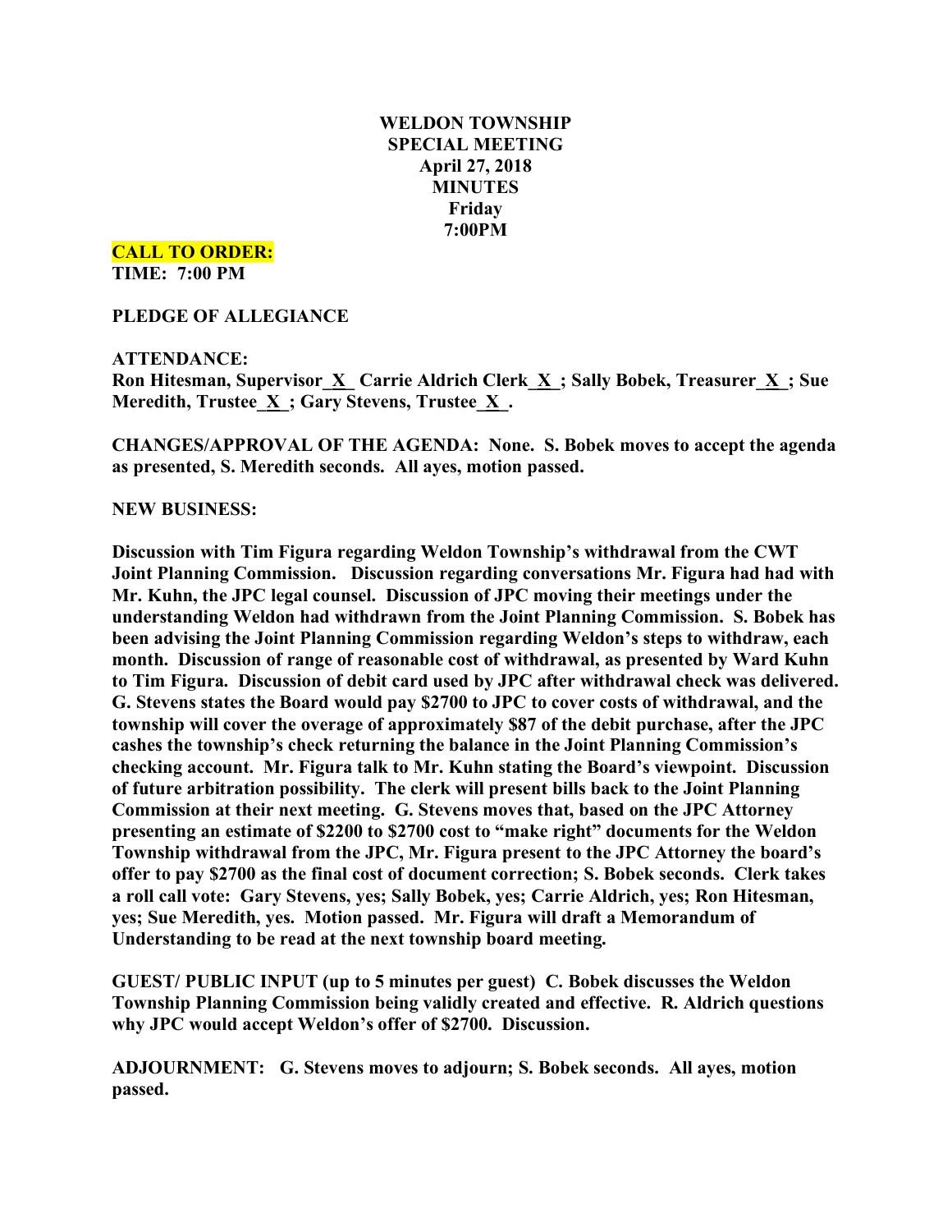# WELDON TOWNSHIP
## SPECIAL MEETING
## April 27, 2018
## MINUTES
## Friday
## 7:00PM

**CALL TO ORDER:**
**TIME: 7:00 PM**

**PLEDGE OF ALLEGIANCE**

**ATTENDANCE:**
**Ron Hitesman, Supervisor_X_ Carrie Aldrich Clerk_X_; Sally Bobek, Treasurer_X_; Sue Meredith, Trustee_X_; Gary Stevens, Trustee_X_.**

**CHANGES/APPROVAL OF THE AGENDA: None. S. Bobek moves to accept the agenda as presented, S. Meredith seconds. All ayes, motion passed.**

**NEW BUSINESS:**

**Discussion with Tim Figura regarding Weldon Township's withdrawal from the CWT Joint Planning Commission. Discussion regarding conversations Mr. Figura had had with Mr. Kuhn, the JPC legal counsel. Discussion of JPC moving their meetings under the understanding Weldon had withdrawn from the Joint Planning Commission. S. Bobek has been advising the Joint Planning Commission regarding Weldon's steps to withdraw, each month. Discussion of range of reasonable cost of withdrawal, as presented by Ward Kuhn to Tim Figura. Discussion of debit card used by JPC after withdrawal check was delivered. G. Stevens states the Board would pay $2700 to JPC to cover costs of withdrawal, and the township will cover the overage of approximately $87 of the debit purchase, after the JPC cashes the township's check returning the balance in the Joint Planning Commission's checking account. Mr. Figura talk to Mr. Kuhn stating the Board's viewpoint. Discussion of future arbitration possibility. The clerk will present bills back to the Joint Planning Commission at their next meeting. G. Stevens moves that, based on the JPC Attorney presenting an estimate of $2200 to $2700 cost to "make right" documents for the Weldon Township withdrawal from the JPC, Mr. Figura present to the JPC Attorney the board's offer to pay $2700 as the final cost of document correction; S. Bobek seconds. Clerk takes a roll call vote: Gary Stevens, yes; Sally Bobek, yes; Carrie Aldrich, yes; Ron Hitesman, yes; Sue Meredith, yes. Motion passed. Mr. Figura will draft a Memorandum of Understanding to be read at the next township board meeting.**

**GUEST/ PUBLIC INPUT (up to 5 minutes per guest) C. Bobek discusses the Weldon Township Planning Commission being validly created and effective. R. Aldrich questions why JPC would accept Weldon's offer of $2700. Discussion.**

**ADJOURNMENT: G. Stevens moves to adjourn; S. Bobek seconds. All ayes, motion passed.**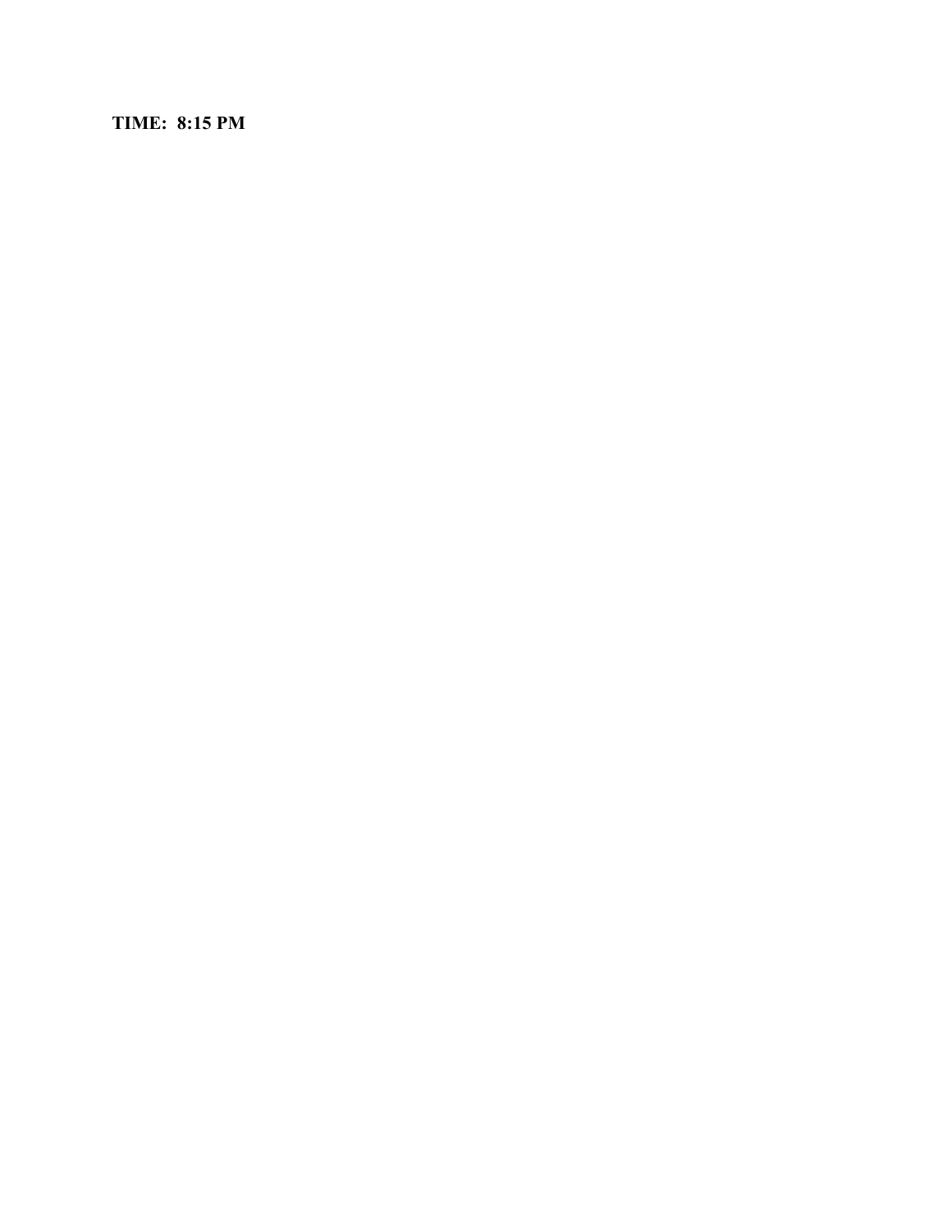**TIME: 8:15 PM**